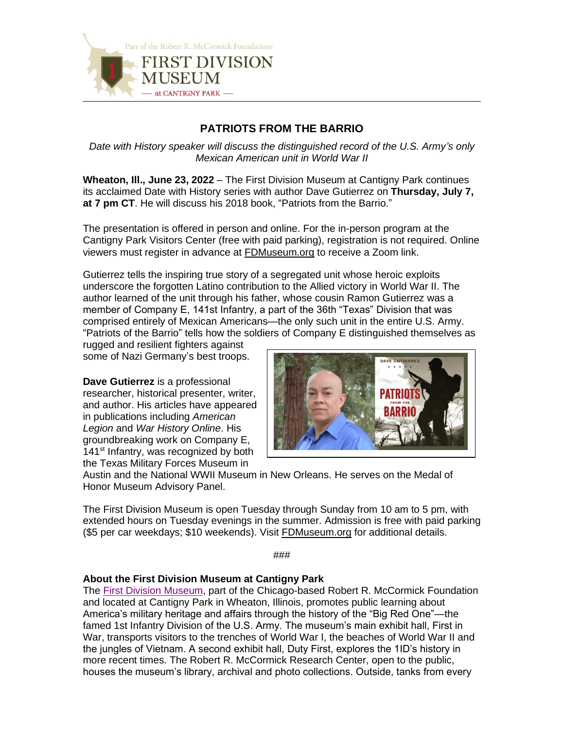Part of the Robert R. McCormick Foundations

FIRST DIVISION MUSEUM

— at CANTIGNY PARK —

# PATRIOTS FROM THE BARRIO

*Date with History speaker will discuss the distinguished record of the U.S. Army's only Mexican American unit in World War II*

**Wheaton, Ill., June 23, 2022** – The First Division Museum at Cantigny Park continues its acclaimed Date with History series with author Dave Gutierrez on **Thursday, July 7, at 7 pm CT**. He will discuss his 2018 book, "Patriots from the Barrio."

The presentation is offered in person and online. For the in-person program at the Cantigny Park Visitors Center (free with paid parking), registration is not required. Online viewers must register in advance at FDMuseum.org to receive a Zoom link.

Gutierrez tells the inspiring true story of a segregated unit whose heroic exploits underscore the forgotten Latino contribution to the Allied victory in World War II. The author learned of the unit through his father, whose cousin Ramon Gutierrez was a member of Company E, 141st Infantry, a part of the 36th "Texas" Division that was comprised entirely of Mexican Americans—the only such unit in the entire U.S. Army. "Patriots of the Barrio" tells how the soldiers of Company E distinguished themselves as rugged and resilient fighters against some of Nazi Germany's best troops.

**Dave Gutierrez** is a professional researcher, historical presenter, writer, and author. His articles have appeared in publications including *American Legion* and *War History Online*. His groundbreaking work on Company E, 141st Infantry, was recognized by both the Texas Military Forces Museum in Austin and the National WWII Museum in New Orleans. He serves on the Medal of Honor Museum Advisory Panel.

The First Division Museum is open Tuesday through Sunday from 10 am to 5 pm, with extended hours on Tuesday evenings in the summer. Admission is free with paid parking ($5 per car weekdays; $10 weekends). Visit FDMuseum.org for additional details.

###

**About the First Division Museum at Cantigny Park**

The First Division Museum, part of the Chicago-based Robert R. McCormick Foundation and located at Cantigny Park in Wheaton, Illinois, promotes public learning about America's military heritage and affairs through the history of the "Big Red One"—the famed 1st Infantry Division of the U.S. Army. The museum's main exhibit hall, First in War, transports visitors to the trenches of World War I, the beaches of World War II and the jungles of Vietnam. A second exhibit hall, Duty First, explores the 1ID's history in more recent times. The Robert R. McCormick Research Center, open to the public, houses the museum's library, archival and photo collections. Outside, tanks from every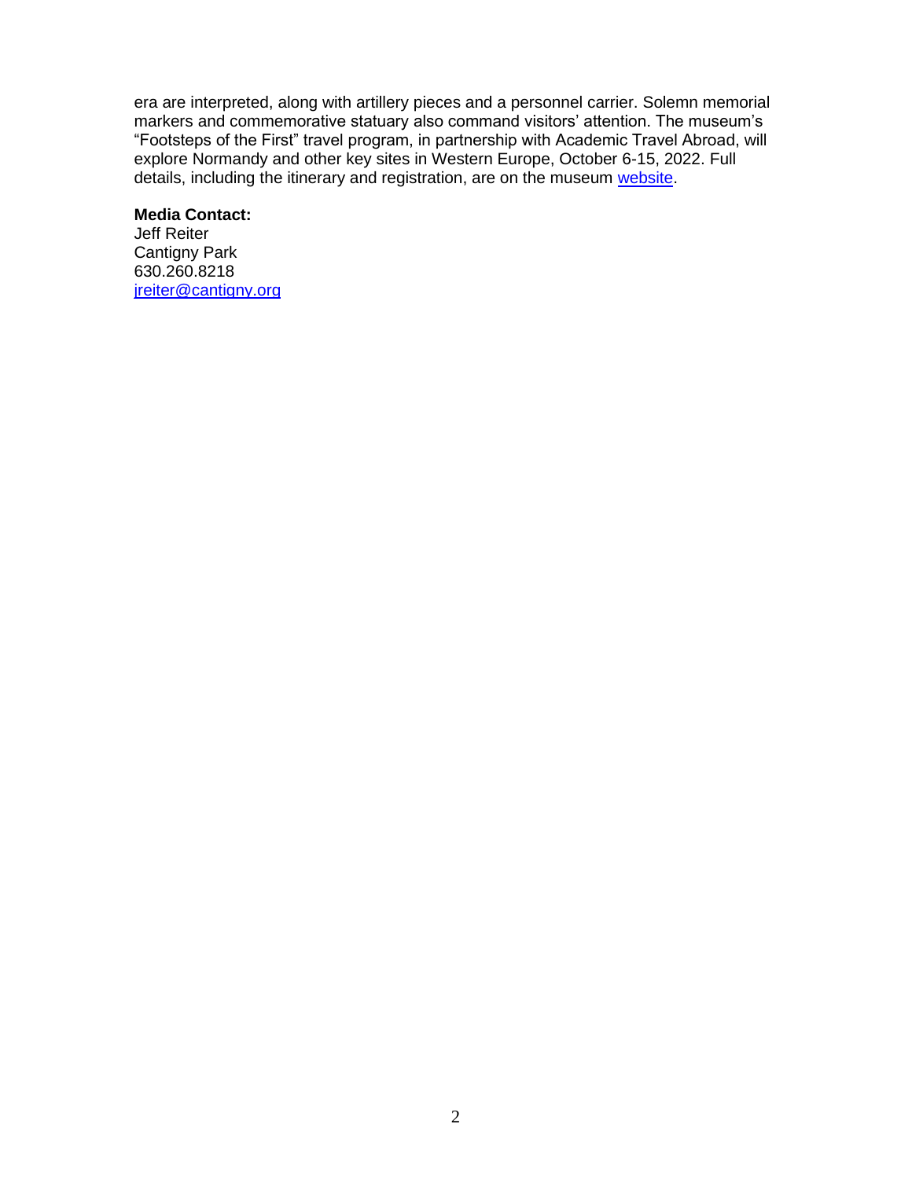era are interpreted, along with artillery pieces and a personnel carrier. Solemn memorial markers and commemorative statuary also command visitors' attention. The museum's "Footsteps of the First" travel program, in partnership with Academic Travel Abroad, will explore Normandy and other key sites in Western Europe, October 6-15, 2022. Full details, including the itinerary and registration, are on the museum website.

**Media Contact:**
Jeff Reiter
Cantigny Park
630.260.8218
jreiter@cantigny.org